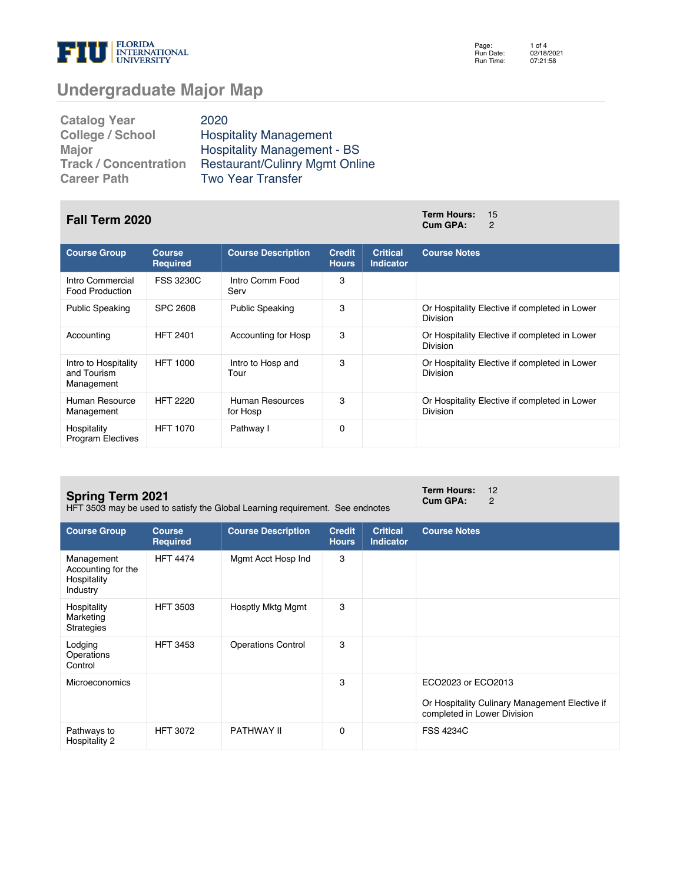# Undergraduate Major Map

| | |
|---|---|
| **Catalog Year** | 2020 |
| **College / School** | Hospitality Management |
| **Major** | Hospitality Management - BS |
| **Track / Concentration** | Restaurant/Culinry Mgmt Online |
| **Career Path** | Two Year Transfer |

## Fall Term 2020

**Term Hours:** 15
**Cum GPA:** 2

| Course Group | Course Required | Course Description | Credit Hours | Critical Indicator | Course Notes |
|---|---|---|---|---|---|
| Intro Commercial Food Production | FSS 3230C | Intro Comm Food Serv | 3 | | |
| Public Speaking | SPC 2608 | Public Speaking | 3 | | Or Hospitality Elective if completed in Lower Division |
| Accounting | HFT 2401 | Accounting for Hosp | 3 | | Or Hospitality Elective if completed in Lower Division |
| Intro to Hospitality and Tourism Management | HFT 1000 | Intro to Hosp and Tour | 3 | | Or Hospitality Elective if completed in Lower Division |
| Human Resource Management | HFT 2220 | Human Resources for Hosp | 3 | | Or Hospitality Elective if completed in Lower Division |
| Hospitality Program Electives | HFT 1070 | Pathway I | 0 | | |

## Spring Term 2021

HFT 3503 may be used to satisfy the Global Learning requirement. See endnotes

**Term Hours:** 12
**Cum GPA:** 2

| Course Group | Course Required | Course Description | Credit Hours | Critical Indicator | Course Notes |
|---|---|---|---|---|---|
| Management Accounting for the Hospitality Industry | HFT 4474 | Mgmt Acct Hosp Ind | 3 | | |
| Hospitality Marketing Strategies | HFT 3503 | Hosptly Mktg Mgmt | 3 | | |
| Lodging Operations Control | HFT 3453 | Operations Control | 3 | | |
| Microeconomics | | | 3 | | ECO2023 or ECO2013<br><br>Or Hospitality Culinary Management Elective if completed in Lower Division |
| Pathways to Hospitality 2 | HFT 3072 | PATHWAY II | 0 | | FSS 4234C |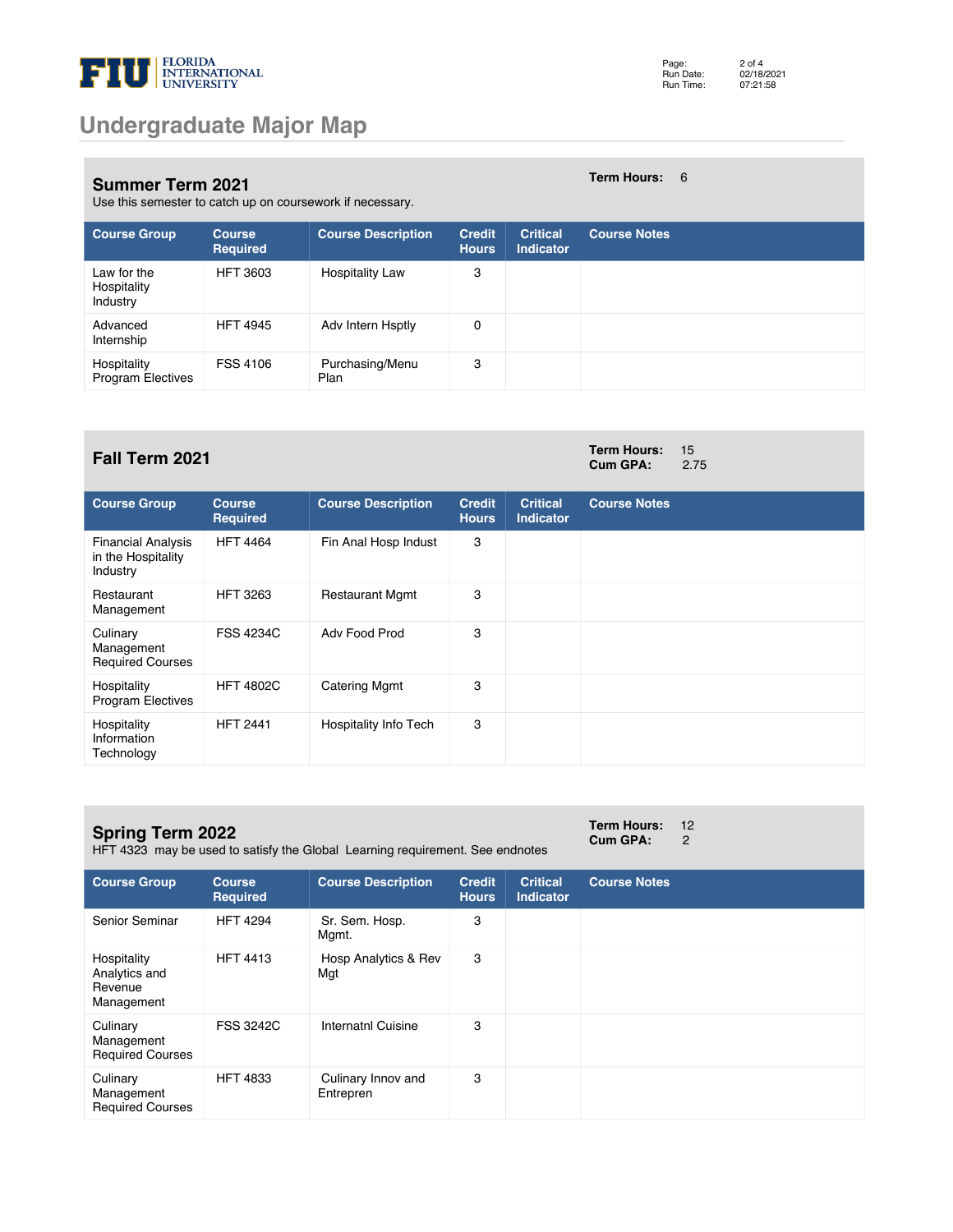# Undergraduate Major Map

## Summer Term 2021

**Term Hours:** 6

Use this semester to catch up on coursework if necessary.

| Course Group | Course Required | Course Description | Credit Hours | Critical Indicator | Course Notes |
|---|---|---|---|---|---|
| Law for the Hospitality Industry | HFT 3603 | Hospitality Law | 3 | | |
| Advanced Internship | HFT 4945 | Adv Intern Hsptly | 0 | | |
| Hospitality Program Electives | FSS 4106 | Purchasing/Menu Plan | 3 | | |

## Fall Term 2021

**Term Hours:** 15
**Cum GPA:** 2.75

| Course Group | Course Required | Course Description | Credit Hours | Critical Indicator | Course Notes |
|---|---|---|---|---|---|
| Financial Analysis in the Hospitality Industry | HFT 4464 | Fin Anal Hosp Indust | 3 | | |
| Restaurant Management | HFT 3263 | Restaurant Mgmt | 3 | | |
| Culinary Management Required Courses | FSS 4234C | Adv Food Prod | 3 | | |
| Hospitality Program Electives | HFT 4802C | Catering Mgmt | 3 | | |
| Hospitality Information Technology | HFT 2441 | Hospitality Info Tech | 3 | | |

## Spring Term 2022

**Term Hours:** 12
**Cum GPA:** 2

HFT 4323 may be used to satisfy the Global Learning requirement. See endnotes

| Course Group | Course Required | Course Description | Credit Hours | Critical Indicator | Course Notes |
|---|---|---|---|---|---|
| Senior Seminar | HFT 4294 | Sr. Sem. Hosp. Mgmt. | 3 | | |
| Hospitality Analytics and Revenue Management | HFT 4413 | Hosp Analytics & Rev Mgt | 3 | | |
| Culinary Management Required Courses | FSS 3242C | Internatnl Cuisine | 3 | | |
| Culinary Management Required Courses | HFT 4833 | Culinary Innov and Entrepren | 3 | | |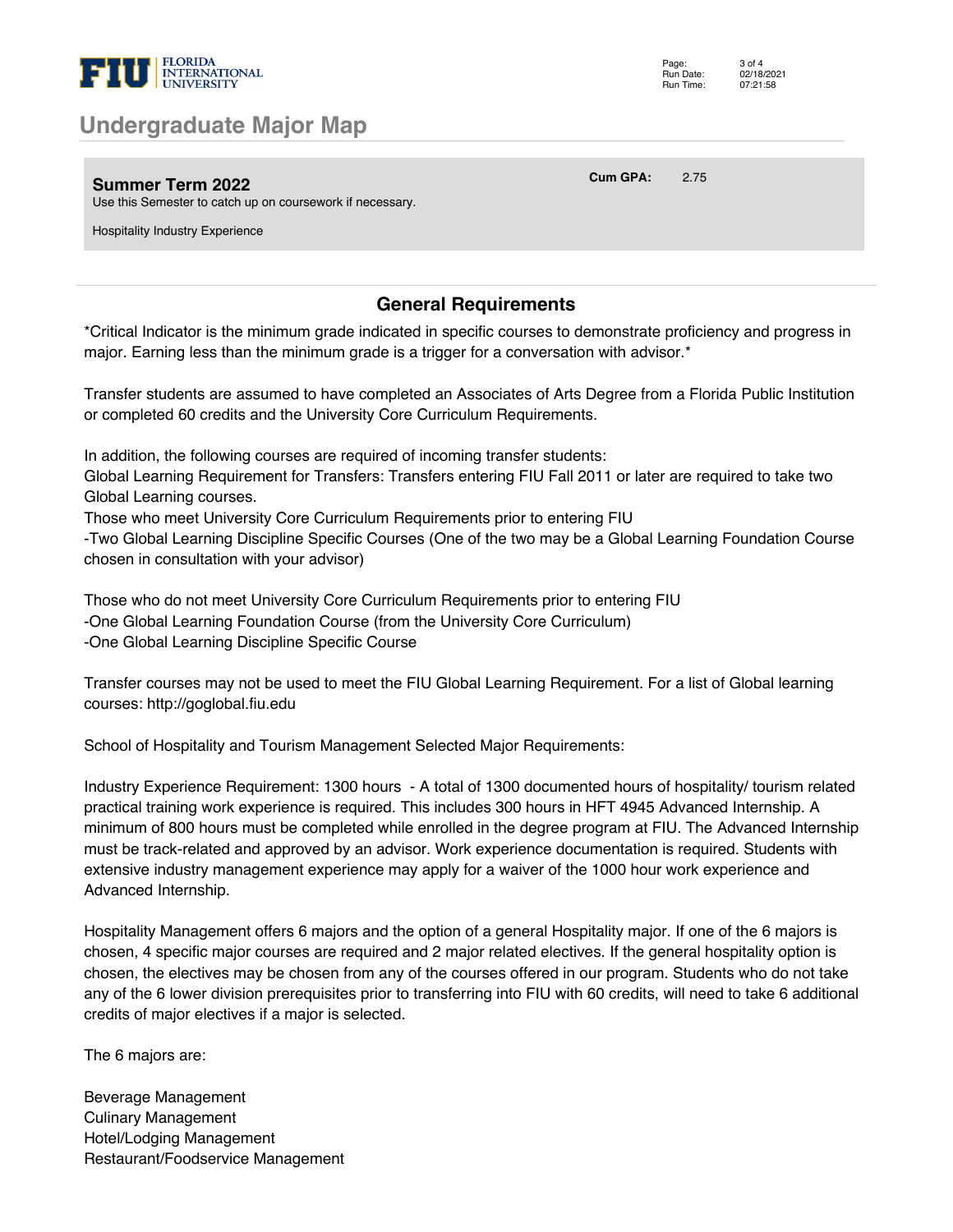## Undergraduate Major Map

**Summer Term 2022** **Cum GPA:** 2.75

Use this Semester to catch up on coursework if necessary.

Hospitality Industry Experience

### General Requirements

*Critical Indicator is the minimum grade indicated in specific courses to demonstrate proficiency and progress in major. Earning less than the minimum grade is a trigger for a conversation with advisor.*

Transfer students are assumed to have completed an Associates of Arts Degree from a Florida Public Institution or completed 60 credits and the University Core Curriculum Requirements.

In addition, the following courses are required of incoming transfer students:
Global Learning Requirement for Transfers: Transfers entering FIU Fall 2011 or later are required to take two Global Learning courses.
Those who meet University Core Curriculum Requirements prior to entering FIU
-Two Global Learning Discipline Specific Courses (One of the two may be a Global Learning Foundation Course chosen in consultation with your advisor)

Those who do not meet University Core Curriculum Requirements prior to entering FIU
-One Global Learning Foundation Course (from the University Core Curriculum)
-One Global Learning Discipline Specific Course

Transfer courses may not be used to meet the FIU Global Learning Requirement. For a list of Global learning courses: http://goglobal.fiu.edu

School of Hospitality and Tourism Management Selected Major Requirements:

Industry Experience Requirement: 1300 hours - A total of 1300 documented hours of hospitality/ tourism related practical training work experience is required. This includes 300 hours in HFT 4945 Advanced Internship. A minimum of 800 hours must be completed while enrolled in the degree program at FIU. The Advanced Internship must be track-related and approved by an advisor. Work experience documentation is required. Students with extensive industry management experience may apply for a waiver of the 1000 hour work experience and Advanced Internship.

Hospitality Management offers 6 majors and the option of a general Hospitality major. If one of the 6 majors is chosen, 4 specific major courses are required and 2 major related electives. If the general hospitality option is chosen, the electives may be chosen from any of the courses offered in our program. Students who do not take any of the 6 lower division prerequisites prior to transferring into FIU with 60 credits, will need to take 6 additional credits of major electives if a major is selected.

The 6 majors are:

Beverage Management
Culinary Management
Hotel/Lodging Management
Restaurant/Foodservice Management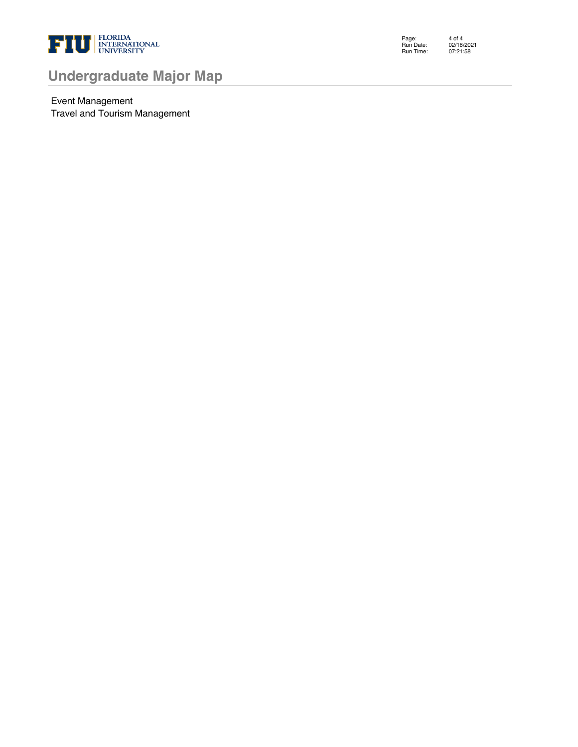# Undergraduate Major Map

Event Management
Travel and Tourism Management